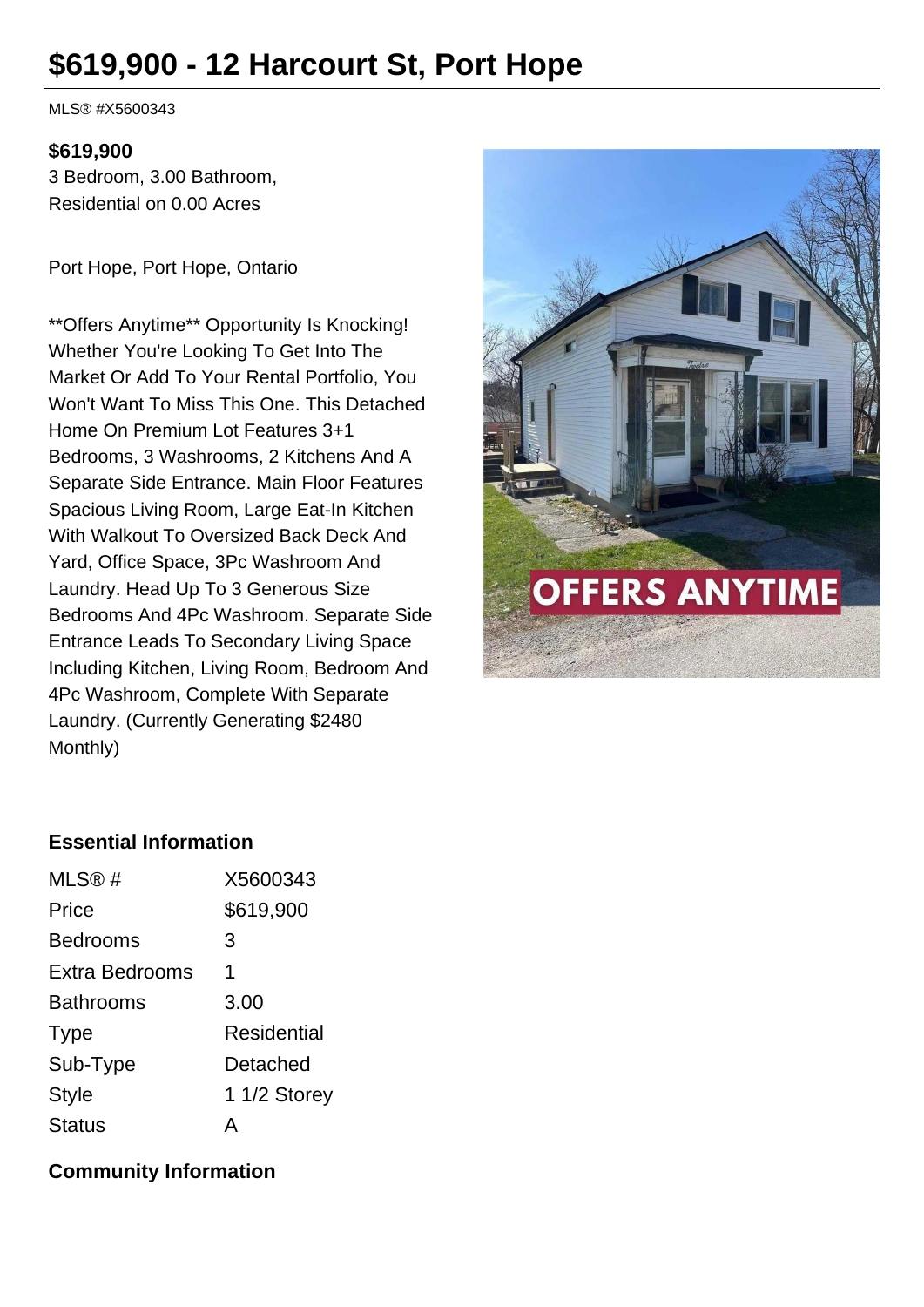# $619,900 - 12 Harcourt St, Port Hope

MLS® #X5600343

**$619,900**

3 Bedroom, 3.00 Bathroom, Residential on 0.00 Acres

Port Hope, Port Hope, Ontario

**Offers Anytime** Opportunity Is Knocking! Whether You're Looking To Get Into The Market Or Add To Your Rental Portfolio, You Won't Want To Miss This One. This Detached Home On Premium Lot Features 3+1 Bedrooms, 3 Washrooms, 2 Kitchens And A Separate Side Entrance. Main Floor Features Spacious Living Room, Large Eat-In Kitchen With Walkout To Oversized Back Deck And Yard, Office Space, 3Pc Washroom And Laundry. Head Up To 3 Generous Size Bedrooms And 4Pc Washroom. Separate Side Entrance Leads To Secondary Living Space Including Kitchen, Living Room, Bedroom And 4Pc Washroom, Complete With Separate Laundry. (Currently Generating $2480 Monthly)

### Essential Information

| | |
|---|---|
| MLS® # | X5600343 |
| Price | $619,900 |
| Bedrooms | 3 |
| Extra Bedrooms | 1 |
| Bathrooms | 3.00 |
| Type | Residential |
| Sub-Type | Detached |
| Style | 1 1/2 Storey |
| Status | A |

### Community Information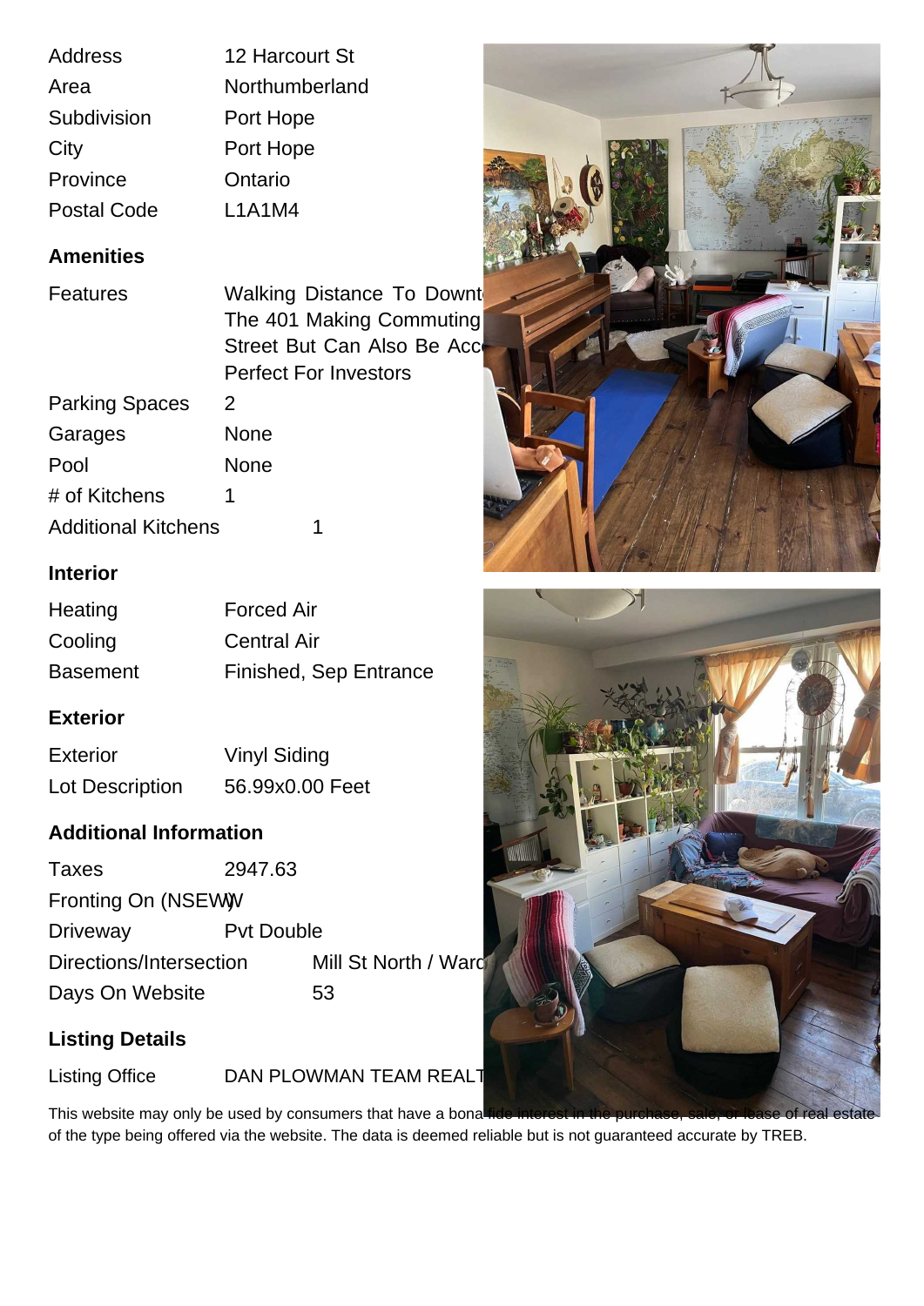| | |
|---|---|
| Address | 12 Harcourt St |
| Area | Northumberland |
| Subdivision | Port Hope |
| City | Port Hope |
| Province | Ontario |
| Postal Code | L1A1M4 |

### Amenities

| | |
|---|---|
| Features | Walking Distance To Downt The 401 Making Commuting Street But Can Also Be Acc Perfect For Investors |
| Parking Spaces | 2 |
| Garages | None |
| Pool | None |
| # of Kitchens | 1 |
| Additional Kitchens | 1 |

### Interior

| | |
|---|---|
| Heating | Forced Air |
| Cooling | Central Air |
| Basement | Finished, Sep Entrance |

### Exterior

| | |
|---|---|
| Exterior | Vinyl Siding |
| Lot Description | 56.99x0.00 Feet |

### Additional Information

| | |
|---|---|
| Taxes | 2947.63 |
| Fronting On (NSEW) | W |
| Driveway | Pvt Double |
| Directions/Intersection | Mill St North / Ward |
| Days On Website | 53 |

### Listing Details

| | |
|---|---|
| Listing Office | DAN PLOWMAN TEAM REALT |

This website may only be used by consumers that have a bona fide interest in the purchase, sale, or lease of real estate of the type being offered via the website. The data is deemed reliable but is not guaranteed accurate by TREB.